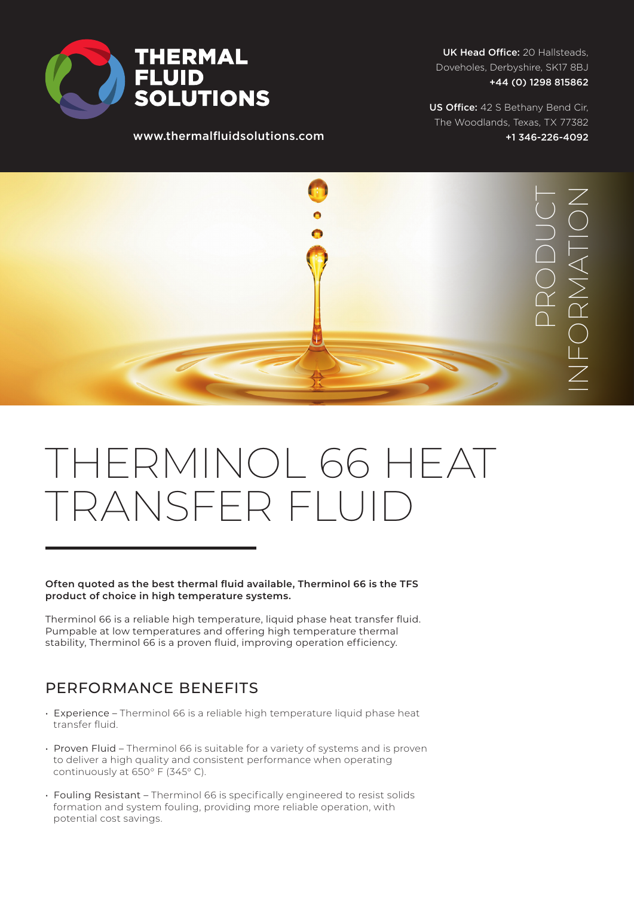**THERMAL FLUID SOLUTIONS**

www.thermalfluidsolutions.com

**UK Head Office:** 20 Hallsteads, Doveholes, Derbyshire, SK17 8BJ
**+44 (0) 1298 815862**

**US Office:** 42 S Bethany Bend Cir, The Woodlands, Texas, TX 77382
**+1 346-226-4092**

PRODUCT INFORMATION

# THERMINOL 66 HEAT TRANSFER FLUID

**Often quoted as the best thermal fluid available, Therminol 66 is the TFS product of choice in high temperature systems.**

Therminol 66 is a reliable high temperature, liquid phase heat transfer fluid. Pumpable at low temperatures and offering high temperature thermal stability, Therminol 66 is a proven fluid, improving operation efficiency.

## PERFORMANCE BENEFITS

- Experience – Therminol 66 is a reliable high temperature liquid phase heat transfer fluid.
- Proven Fluid – Therminol 66 is suitable for a variety of systems and is proven to deliver a high quality and consistent performance when operating continuously at 650° F (345° C).
- Fouling Resistant – Therminol 66 is specifically engineered to resist solids formation and system fouling, providing more reliable operation, with potential cost savings.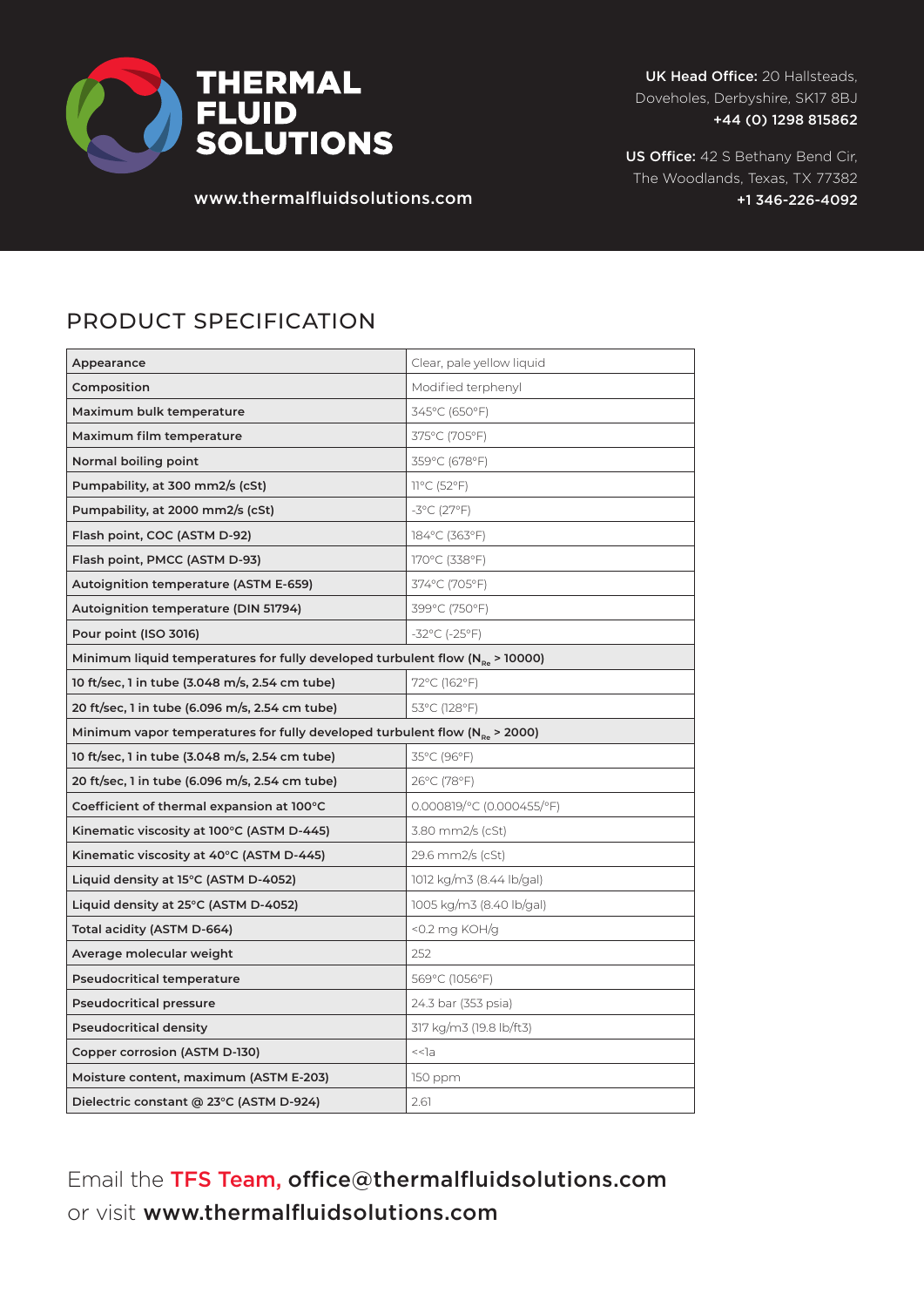THERMAL FLUID SOLUTIONS

www.thermalfluidsolutions.com

**UK Head Office:** 20 Hallsteads, Doveholes, Derbyshire, SK17 8BJ
**+44 (0) 1298 815862**

**US Office:** 42 S Bethany Bend Cir, The Woodlands, Texas, TX 77382
**+1 346-226-4092**

## PRODUCT SPECIFICATION

| | |
|---|---|
| **Appearance** | Clear, pale yellow liquid |
| **Composition** | Modified terphenyl |
| **Maximum bulk temperature** | 345°C (650°F) |
| **Maximum film temperature** | 375°C (705°F) |
| **Normal boiling point** | 359°C (678°F) |
| **Pumpability, at 300 mm2/s (cSt)** | 11°C (52°F) |
| **Pumpability, at 2000 mm2/s (cSt)** | -3°C (27°F) |
| **Flash point, COC (ASTM D-92)** | 184°C (363°F) |
| **Flash point, PMCC (ASTM D-93)** | 170°C (338°F) |
| **Autoignition temperature (ASTM E-659)** | 374°C (705°F) |
| **Autoignition temperature (DIN 51794)** | 399°C (750°F) |
| **Pour point (ISO 3016)** | -32°C (-25°F) |
| **Minimum liquid temperatures for fully developed turbulent flow ($N_{Re}$ > 10000)** | |
| **10 ft/sec, 1 in tube (3.048 m/s, 2.54 cm tube)** | 72°C (162°F) |
| **20 ft/sec, 1 in tube (6.096 m/s, 2.54 cm tube)** | 53°C (128°F) |
| **Minimum vapor temperatures for fully developed turbulent flow ($N_{Re}$ > 2000)** | |
| **10 ft/sec, 1 in tube (3.048 m/s, 2.54 cm tube)** | 35°C (96°F) |
| **20 ft/sec, 1 in tube (6.096 m/s, 2.54 cm tube)** | 26°C (78°F) |
| **Coefficient of thermal expansion at 100°C** | 0.000819/°C (0.000455/°F) |
| **Kinematic viscosity at 100°C (ASTM D-445)** | 3.80 mm2/s (cSt) |
| **Kinematic viscosity at 40°C (ASTM D-445)** | 29.6 mm2/s (cSt) |
| **Liquid density at 15°C (ASTM D-4052)** | 1012 kg/m3 (8.44 lb/gal) |
| **Liquid density at 25°C (ASTM D-4052)** | 1005 kg/m3 (8.40 lb/gal) |
| **Total acidity (ASTM D-664)** | <0.2 mg KOH/g |
| **Average molecular weight** | 252 |
| **Pseudocritical temperature** | 569°C (1056°F) |
| **Pseudocritical pressure** | 24.3 bar (353 psia) |
| **Pseudocritical density** | 317 kg/m3 (19.8 lb/ft3) |
| **Copper corrosion (ASTM D-130)** | <<1a |
| **Moisture content, maximum (ASTM E-203)** | 150 ppm |
| **Dielectric constant @ 23°C (ASTM D-924)** | 2.61 |

Email the **TFS Team, office@thermalfluidsolutions.com**
or visit **www.thermalfluidsolutions.com**